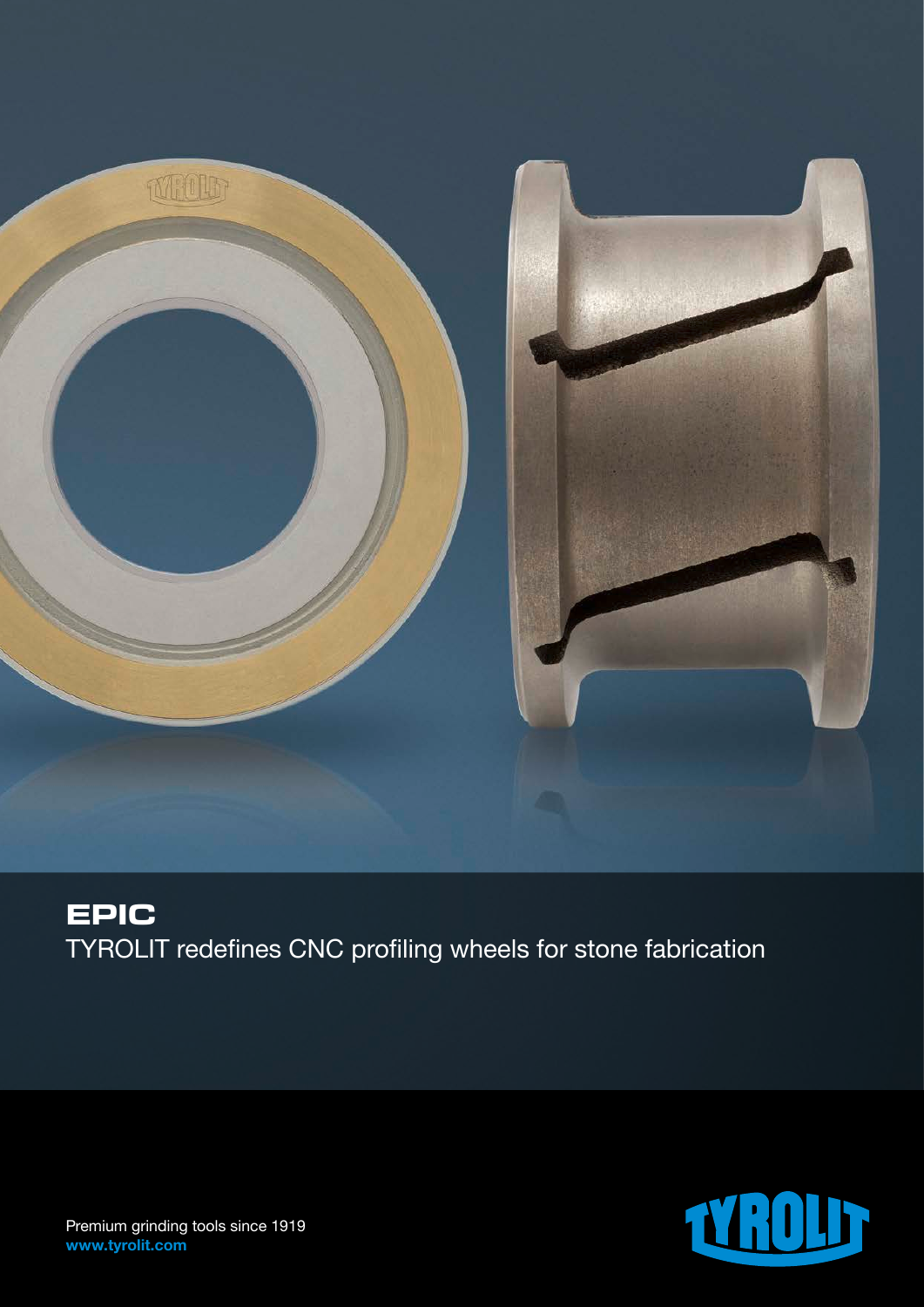# EPIC

TYROLIT redefines CNC profiling wheels for stone fabrication

Premium grinding tools since 1919
**www.tyrolit.com**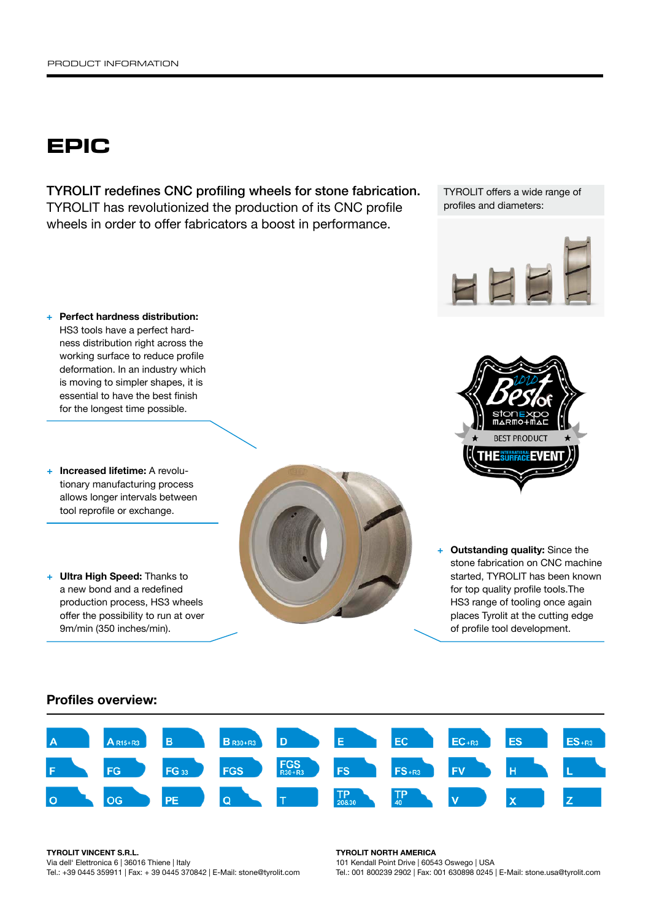PRODUCT INFORMATION

# EPIC

**TYROLIT redefines CNC profiling wheels for stone fabrication.** TYROLIT has revolutionized the production of its CNC profile wheels in order to offer fabricators a boost in performance.

TYROLIT offers a wide range of profiles and diameters:

- **Perfect hardness distribution:** HS3 tools have a perfect hardness distribution right across the working surface to reduce profile deformation. In an industry which is moving to simpler shapes, it is essential to have the best finish for the longest time possible.

- **Increased lifetime:** A revolutionary manufacturing process allows longer intervals between tool reprofile or exchange.

- **Ultra High Speed:** Thanks to a new bond and a redefined production process, HS3 wheels offer the possibility to run at over 9m/min (350 inches/min).

- **Outstanding quality:** Since the stone fabrication on CNC machine started, TYROLIT has been known for top quality profile tools.The HS3 range of tooling once again places Tyrolit at the cutting edge of profile tool development.

2010 Best of stonExpo MARMOMAC
BEST PRODUCT
THE INTERNATIONAL SURFACE EVENT

## Profiles overview:

A, A R15+R3, B, B R30+R3, D, E, EC, EC+R3, ES, ES+R3

F, FG, FG 33, FGS, FGS R30+R3, FS, FS+R3, FV, H, L

O, OG, PE, Q, T, TP 20&30, TP 40, V, X, Z

**TYROLIT VINCENT S.R.L.**
Via dell' Elettronica 6 | 36016 Thiene | Italy
Tel.: +39 0445 359911 | Fax: + 39 0445 370842 | E-Mail: stone@tyrolit.com

**TYROLIT NORTH AMERICA**
101 Kendall Point Drive | 60543 Oswego | USA
Tel.: 001 800239 2902 | Fax: 001 630898 0245 | E-Mail: stone.usa@tyrolit.com